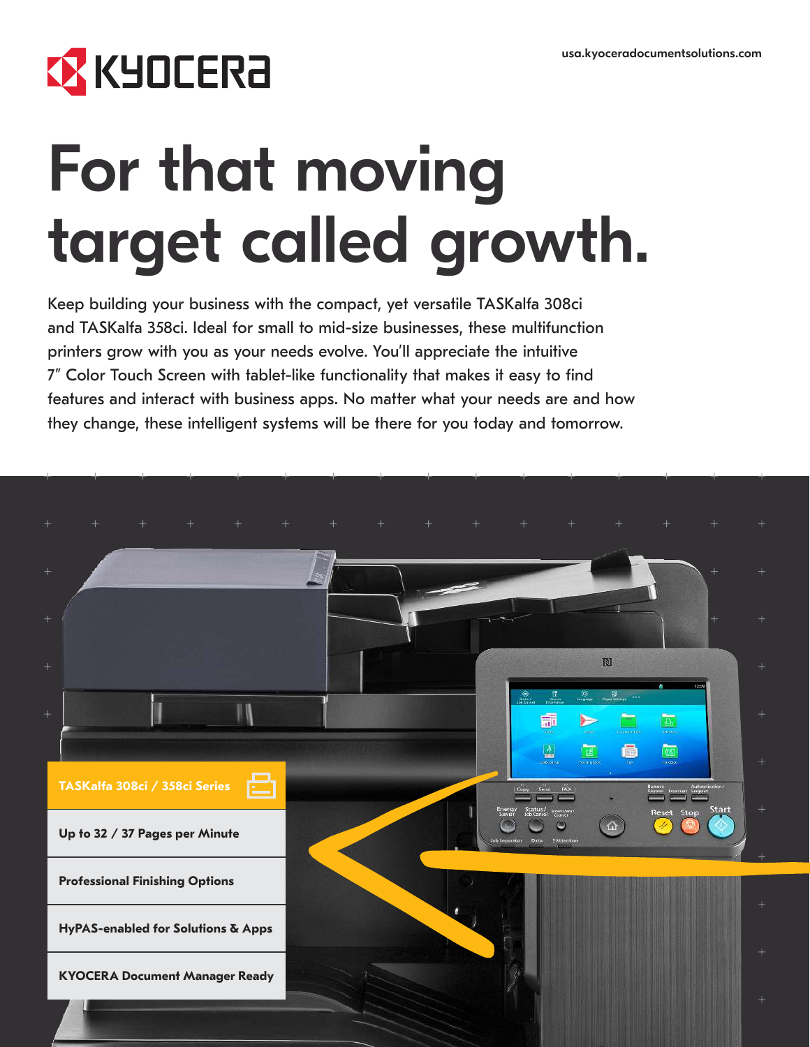usa.kyoceradocumentsolutions.com

# For that moving target called growth.

Keep building your business with the compact, yet versatile TASKalfa 308ci and TASKalfa 358ci. Ideal for small to mid-size businesses, these multifunction printers grow with you as your needs evolve. You'll appreciate the intuitive 7" Color Touch Screen with tablet-like functionality that makes it easy to find features and interact with business apps. No matter what your needs are and how they change, these intelligent systems will be there for you today and tomorrow.

**TASKalfa 308ci / 358ci Series**

- **Up to 32 / 37 Pages per Minute**
- **Professional Finishing Options**
- **HyPAS-enabled for Solutions & Apps**
- **KYOCERA Document Manager Ready**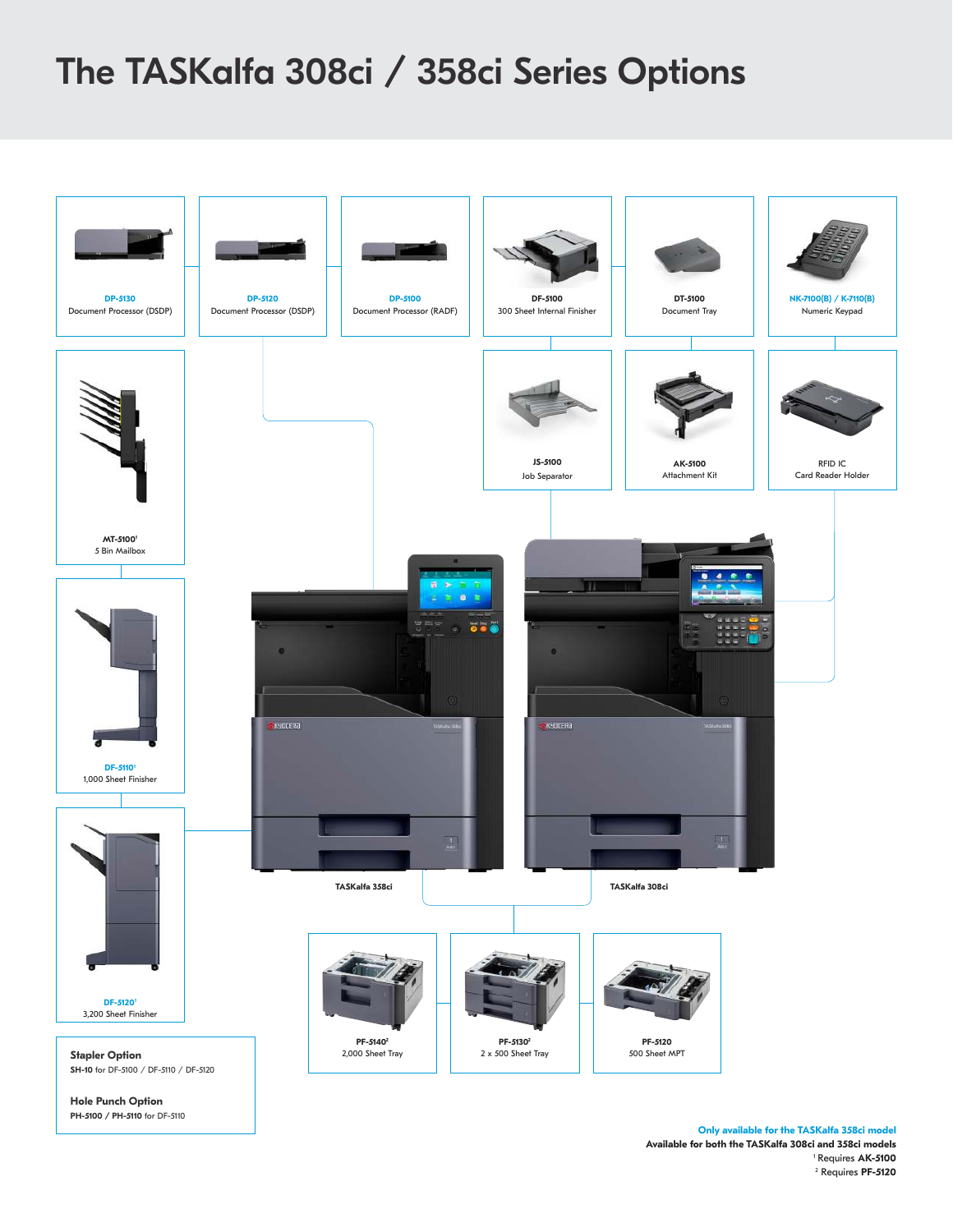# The TASKalfa 308ci / 358ci Series Options

**DP-5130**
Document Processor (DSDP)

**DP-5120**
Document Processor (DSDP)

**DP-5100**
Document Processor (RADF)

**DF-5100**
300 Sheet Internal Finisher

**DT-5100**
Document Tray

**NK-7100(B) / K-7110(B)**
Numeric Keypad

**MT-5100**[1]
5 Bin Mailbox

**JS-5100**
Job Separator

**AK-5100**
Attachment Kit

RFID IC
Card Reader Holder

**DF-5110**[1]
1,000 Sheet Finisher

**DF-5120**[1]
3,200 Sheet Finisher

**TASKalfa 358ci**

**TASKalfa 308ci**

**PF-5140**[2]
2,000 Sheet Tray

**PF-5130**[2]
2 x 500 Sheet Tray

**PF-5120**
500 Sheet MPT

**Stapler Option**
**SH-10** for DF-5100 / DF-5110 / DF-5120

**Hole Punch Option**
**PH-5100 / PH-5110** for DF-5110

**Only available for the TASKalfa 358ci model**
**Available for both the TASKalfa 308ci and 358ci models**
[1] Requires **AK-5100**
[2] Requires **PF-5120**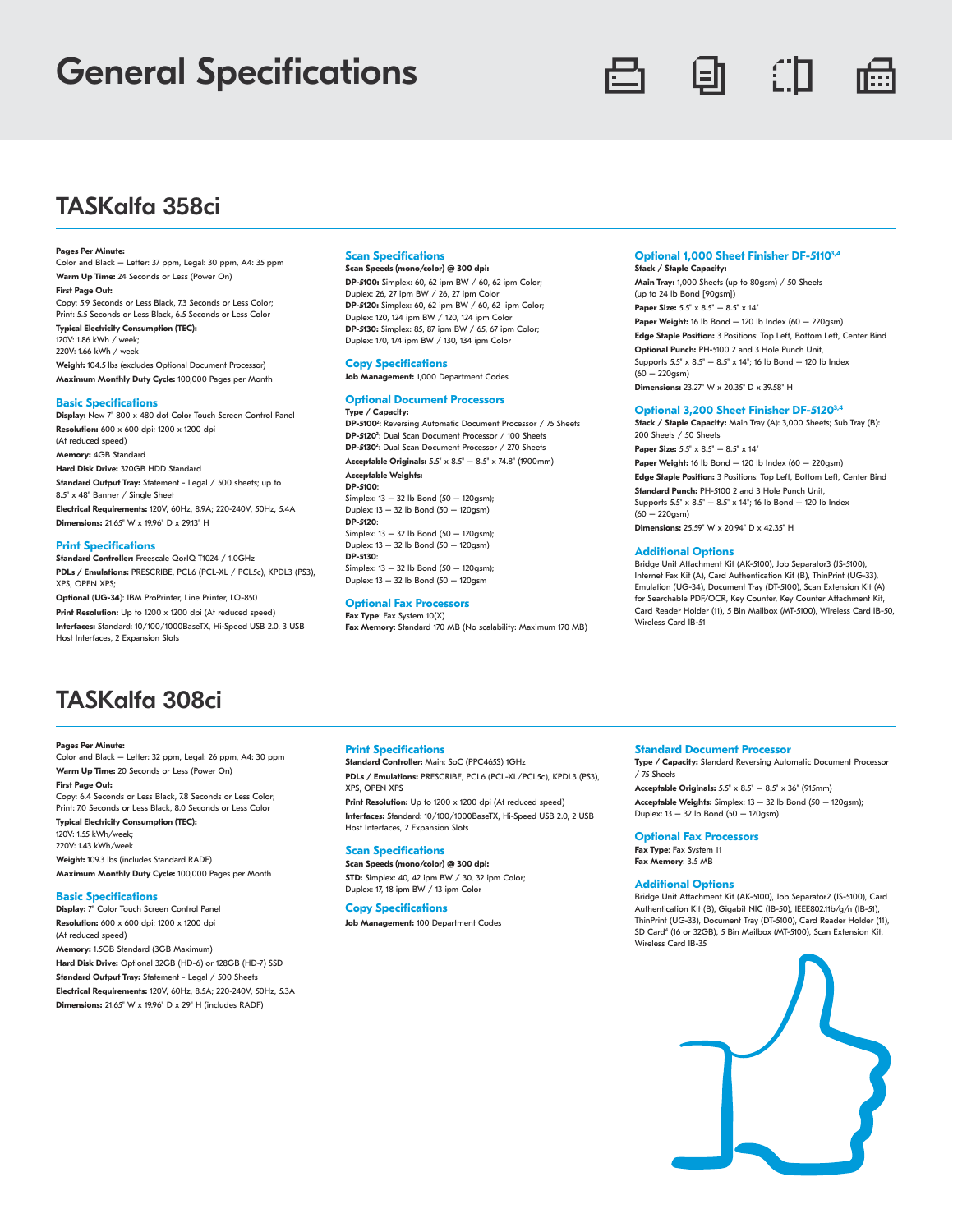# General Specifications

## TASKalfa 358ci

**Pages Per Minute:**
Color and Black — Letter: 37 ppm, Legal: 30 ppm, A4: 35 ppm

**Warm Up Time:** 24 Seconds or Less (Power On)

**First Page Out:**
Copy: 5.9 Seconds or Less Black, 7.3 Seconds or Less Color;
Print: 5.5 Seconds or Less Black, 6.5 Seconds or Less Color

**Typical Electricity Consumption (TEC):**
120V: 1.86 kWh / week;
220V: 1.66 kWh / week

**Weight:** 104.5 lbs (excludes Optional Document Processor)

**Maximum Monthly Duty Cycle:** 100,000 Pages per Month

### Basic Specifications

**Display:** New 7" 800 x 480 dot Color Touch Screen Control Panel

**Resolution:** 600 x 600 dpi; 1200 x 1200 dpi
(At reduced speed)

**Memory:** 4GB Standard

**Hard Disk Drive:** 320GB HDD Standard

**Standard Output Tray:** Statement - Legal / 500 sheets; up to 8.5" x 48" Banner / Single Sheet

**Electrical Requirements:** 120V, 60Hz, 8.9A; 220-240V, 50Hz, 5.4A

**Dimensions:** 21.65" W x 19.96" D x 29.13" H

### Print Specifications

**Standard Controller:** Freescale QorIQ T1024 / 1.0GHz

**PDLs / Emulations:** PRESCRIBE, PCL6 (PCL-XL / PCL5c), KPDL3 (PS3), XPS, OPEN XPS

**Optional (UG-34):** IBM ProPrinter, Line Printer, LQ-850

**Print Resolution:** Up to 1200 x 1200 dpi (At reduced speed)

**Interfaces:** Standard: 10/100/1000BaseTX, Hi-Speed USB 2.0, 3 USB Host Interfaces, 2 Expansion Slots

### Scan Specifications

**Scan Speeds (mono/color) @ 300 dpi:**
**DP-5100:** Simplex: 60, 62 ipm BW / 60, 62 ipm Color;
Duplex: 26, 27 ipm BW / 26, 27 ipm Color
**DP-5120:** Simplex: 60, 62 ipm BW / 60, 62 ipm Color;
Duplex: 120, 124 ipm BW / 120, 124 ipm Color
**DP-5130:** Simplex: 85, 87 ipm BW / 65, 67 ipm Color;
Duplex: 170, 174 ipm BW / 130, 134 ipm Color

### Copy Specifications

**Job Management:** 1,000 Department Codes

### Optional Document Processors

**Type / Capacity:**
**DP-5100**[2]: Reversing Automatic Document Processor / 75 Sheets
**DP-5120**[2]: Dual Scan Document Processor / 100 Sheets
**DP-5130**[2]: Dual Scan Document Processor / 270 Sheets

**Acceptable Originals:** 5.5" x 8.5" — 8.5" x 74.8" (1900mm)

**Acceptable Weights:**
**DP-5100**:
Simplex: 13 — 32 lb Bond (50 — 120gsm);
Duplex: 13 — 32 lb Bond (50 — 120gsm)
**DP-5120**:
Simplex: 13 — 32 lb Bond (50 — 120gsm);
Duplex: 13 — 32 lb Bond (50 — 120gsm)
**DP-5130**:
Simplex: 13 — 32 lb Bond (50 — 120gsm);
Duplex: 13 — 32 lb Bond (50 — 120gsm

### Optional Fax Processors

**Fax Type**: Fax System 10(X)

**Fax Memory**: Standard 170 MB (No scalability: Maximum 170 MB)

### Optional 1,000 Sheet Finisher DF-5110[3,4]

**Stack / Staple Capacity:**
**Main Tray:** 1,000 Sheets (up to 80gsm) / 50 Sheets (up to 24 lb Bond [90gsm])

**Paper Size:** 5.5" x 8.5" — 8.5" x 14"

**Paper Weight:** 16 lb Bond — 120 lb Index (60 — 220gsm)

**Edge Staple Position:** 3 Positions: Top Left, Bottom Left, Center Bind

**Optional Punch:** PH-5100 2 and 3 Hole Punch Unit, Supports 5.5" x 8.5" — 8.5" x 14"; 16 lb Bond — 120 lb Index (60 — 220gsm)

**Dimensions:** 23.27" W x 20.35" D x 39.58" H

### Optional 3,200 Sheet Finisher DF-5120[3,4]

**Stack / Staple Capacity:** Main Tray (A): 3,000 Sheets; Sub Tray (B): 200 Sheets / 50 Sheets

**Paper Size:** 5.5" x 8.5" — 8.5" x 14"

**Paper Weight:** 16 lb Bond — 120 lb Index (60 — 220gsm)

**Edge Staple Position:** 3 Positions: Top Left, Bottom Left, Center Bind

**Standard Punch:** PH-5100 2 and 3 Hole Punch Unit, Supports 5.5" x 8.5" — 8.5" x 14"; 16 lb Bond — 120 lb Index (60 — 220gsm)

**Dimensions:** 25.59" W x 20.94" D x 42.35" H

### Additional Options

Bridge Unit Attachment Kit (AK-5100), Job Separator3 (JS-5100), Internet Fax Kit (A), Card Authentication Kit (B), ThinPrint (UG-33), Emulation (UG-34), Document Tray (DT-5100), Scan Extension Kit (A) for Searchable PDF/OCR, Key Counter, Key Counter Attachment Kit, Card Reader Holder (11), 5 Bin Mailbox (MT-5100), Wireless Card IB-50, Wireless Card IB-51

## TASKalfa 308ci

**Pages Per Minute:**
Color and Black — Letter: 32 ppm, Legal: 26 ppm, A4: 30 ppm

**Warm Up Time:** 20 Seconds or Less (Power On)

**First Page Out:**
Copy: 6.4 Seconds or Less Black, 7.8 Seconds or Less Color;
Print: 7.0 Seconds or Less Black, 8.0 Seconds or Less Color

**Typical Electricity Consumption (TEC):**
120V: 1.55 kWh/week;
220V: 1.43 kWh/week

**Weight:** 109.3 lbs (includes Standard RADF)

**Maximum Monthly Duty Cycle:** 100,000 Pages per Month

### Basic Specifications

**Display:** 7" Color Touch Screen Control Panel

**Resolution:** 600 x 600 dpi; 1200 x 1200 dpi
(At reduced speed)

**Memory:** 1.5GB Standard (3GB Maximum)

**Hard Disk Drive:** Optional 32GB (HD-6) or 128GB (HD-7) SSD

**Standard Output Tray:** Statement - Legal / 500 Sheets

**Electrical Requirements:** 120V, 60Hz, 8.5A; 220-240V, 50Hz, 5.3A

**Dimensions:** 21.65" W x 19.96" D x 29" H (includes RADF)

### Print Specifications

**Standard Controller:** Main: SoC (PPC465S) 1GHz

**PDLs / Emulations:** PRESCRIBE, PCL6 (PCL-XL/PCL5c), KPDL3 (PS3), XPS, OPEN XPS

**Print Resolution:** Up to 1200 x 1200 dpi (At reduced speed)

**Interfaces:** Standard: 10/100/1000BaseTX, Hi-Speed USB 2.0, 2 USB Host Interfaces, 2 Expansion Slots

### Scan Specifications

**Scan Speeds (mono/color) @ 300 dpi:**
**STD:** Simplex: 40, 42 ipm BW / 30, 32 ipm Color;
Duplex: 17, 18 ipm BW / 13 ipm Color

### Copy Specifications

**Job Management:** 100 Department Codes

### Standard Document Processor

**Type / Capacity:** Standard Reversing Automatic Document Processor / 75 Sheets

**Acceptable Originals:** 5.5" x 8.5" — 8.5" x 36" (915mm)

**Acceptable Weights:** Simplex: 13 — 32 lb Bond (50 — 120gsm);
Duplex: 13 — 32 lb Bond (50 — 120gsm)

### Optional Fax Processors

**Fax Type**: Fax System 11

**Fax Memory**: 3.5 MB

### Additional Options

Bridge Unit Attachment Kit (AK-5100), Job Separator2 (JS-5100), Card Authentication Kit (B), Gigabit NIC (IB-50), IEEE802.11b/g/n (IB-51), ThinPrint (UG-33), Document Tray (DT-5100), Card Reader Holder (11), SD Card[4] (16 or 32GB), 5 Bin Mailbox (MT-5100), Scan Extension Kit, Wireless Card IB-35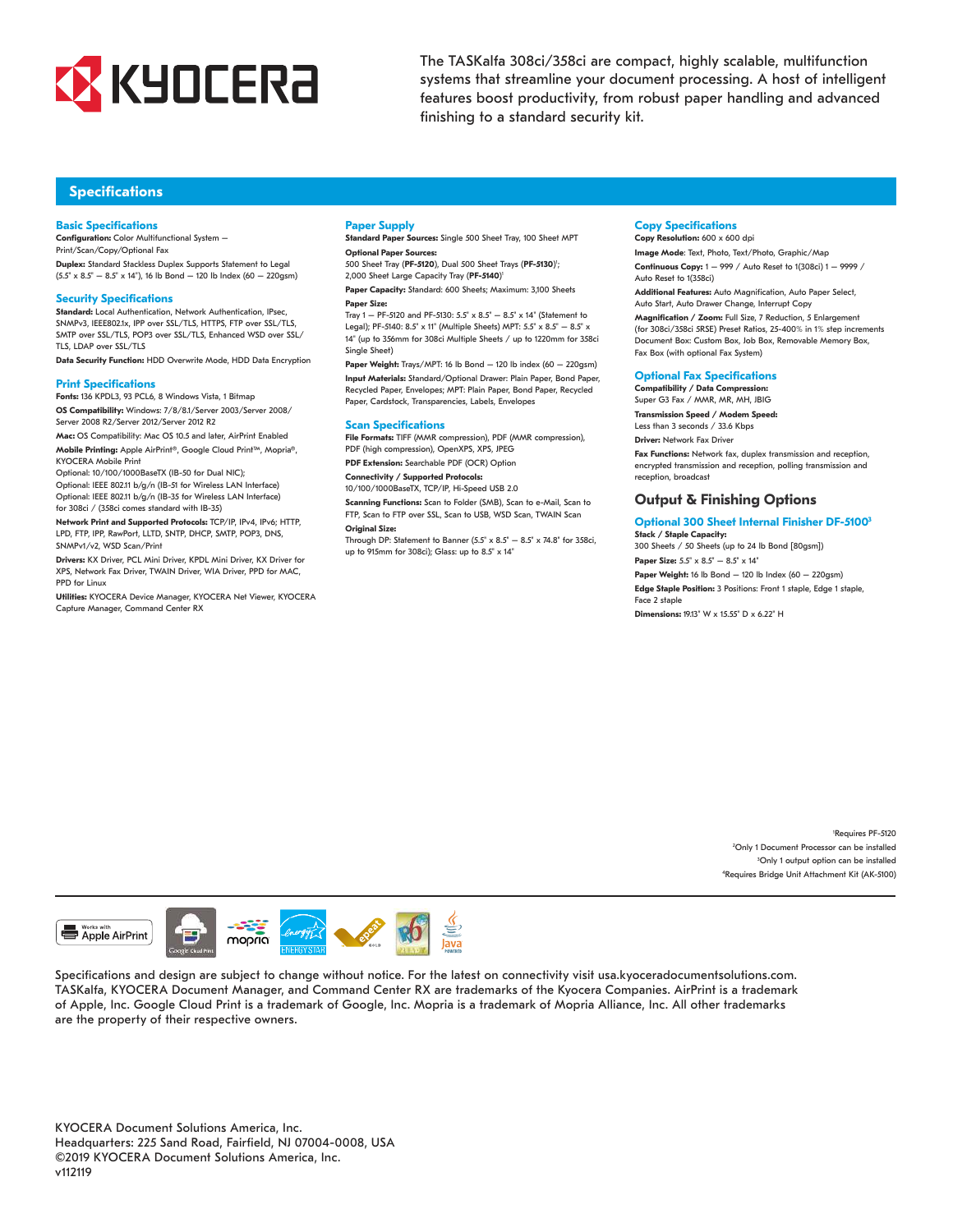The TASKalfa 308ci/358ci are compact, highly scalable, multifunction systems that streamline your document processing. A host of intelligent features boost productivity, from robust paper handling and advanced finishing to a standard security kit.

## Specifications

### Basic Specifications

**Configuration:** Color Multifunctional System – Print/Scan/Copy/Optional Fax

**Duplex:** Standard Stackless Duplex Supports Statement to Legal (5.5" x 8.5" – 8.5" x 14"), 16 lb Bond – 120 lb Index (60 – 220gsm)

### Security Specifications

**Standard:** Local Authentication, Network Authentication, IPsec, SNMPv3, IEEE802.1x, IPP over SSL/TLS, HTTPS, FTP over SSL/TLS, SMTP over SSL/TLS, POP3 over SSL/TLS, Enhanced WSD over SSL/TLS, LDAP over SSL/TLS

**Data Security Function:** HDD Overwrite Mode, HDD Data Encryption

### Print Specifications

**Fonts:** 136 KPDL3, 93 PCL6, 8 Windows Vista, 1 Bitmap

**OS Compatibility:** Windows: 7/8/8.1/Server 2003/Server 2008/Server 2008 R2/Server 2012/Server 2012 R2

**Mac:** OS Compatibility: Mac OS 10.5 and later, AirPrint Enabled

**Mobile Printing:** Apple AirPrint®, Google Cloud Print™, Mopria®, KYOCERA Mobile Print
Optional: 10/100/1000BaseTX (IB-50 for Dual NIC);
Optional: IEEE 802.11 b/g/n (IB-51 for Wireless LAN Interface)
Optional: IEEE 802.11 b/g/n (IB-35 for Wireless LAN Interface) for 308ci / (358ci comes standard with IB-35)

**Network Print and Supported Protocols:** TCP/IP, IPv4, IPv6; HTTP, LPD, FTP, IPP, RawPort, LLTD, SNTP, DHCP, SMTP, POP3, DNS, SNMPv1/v2, WSD Scan/Print

**Drivers:** KX Driver, PCL Mini Driver, KPDL Mini Driver, KX Driver for XPS, Network Fax Driver, TWAIN Driver, WIA Driver, PPD for MAC, PPD for Linux

**Utilities:** KYOCERA Device Manager, KYOCERA Net Viewer, KYOCERA Capture Manager, Command Center RX

### Paper Supply

**Standard Paper Sources:** Single 500 Sheet Tray, 100 Sheet MPT

**Optional Paper Sources:**
500 Sheet Tray (**PF-5120**), Dual 500 Sheet Trays (**PF-5130**)[1];
2,000 Sheet Large Capacity Tray (**PF-5140**)[1]

**Paper Capacity:** Standard: 600 Sheets; Maximum: 3,100 Sheets

**Paper Size:**
Tray 1 – PF-5120 and PF-5130: 5.5" x 8.5" – 8.5" x 14" (Statement to Legal); PF-5140: 8.5" x 11" (Multiple Sheets) MPT: 5.5" x 8.5" – 8.5" x 14" (up to 356mm for 308ci Multiple Sheets / up to 1220mm for 358ci Single Sheet)

**Paper Weight:** Trays/MPT: 16 lb Bond – 120 lb index (60 – 220gsm)

**Input Materials:** Standard/Optional Drawer: Plain Paper, Bond Paper, Recycled Paper, Envelopes; MPT: Plain Paper, Bond Paper, Recycled Paper, Cardstock, Transparencies, Labels, Envelopes

### Scan Specifications

**File Formats:** TIFF (MMR compression), PDF (MMR compression), PDF (high compression), OpenXPS, XPS, JPEG

**PDF Extension:** Searchable PDF (OCR) Option

**Connectivity / Supported Protocols:**
10/100/1000BaseTX, TCP/IP, Hi-Speed USB 2.0

**Scanning Functions:** Scan to Folder (SMB), Scan to e-Mail, Scan to FTP, Scan to FTP over SSL, Scan to USB, WSD Scan, TWAIN Scan

**Original Size:**
Through DP: Statement to Banner (5.5" x 8.5" – 8.5" x 74.8" for 358ci, up to 915mm for 308ci); Glass: up to 8.5" x 14"

### Copy Specifications

**Copy Resolution:** 600 x 600 dpi

**Image Mode:** Text, Photo, Text/Photo, Graphic/Map

**Continuous Copy:** 1 – 999 / Auto Reset to 1(308ci) 1 – 9999 / Auto Reset to 1(358ci)

**Additional Features:** Auto Magnification, Auto Paper Select, Auto Start, Auto Drawer Change, Interrupt Copy

**Magnification / Zoom:** Full Size, 7 Reduction, 5 Enlargement (for 308ci/358ci 5R5E) Preset Ratios, 25-400% in 1% step increments
Document Box: Custom Box, Job Box, Removable Memory Box, Fax Box (with optional Fax System)

### Optional Fax Specifications

**Compatibility / Data Compression:**
Super G3 Fax / MMR, MR, MH, JBIG

**Transmission Speed / Modem Speed:**
Less than 3 seconds / 33.6 Kbps

**Driver:** Network Fax Driver

**Fax Functions:** Network fax, duplex transmission and reception, encrypted transmission and reception, polling transmission and reception, broadcast

## Output & Finishing Options

### Optional 300 Sheet Internal Finisher DF-5100[3]

**Stack / Staple Capacity:**
300 Sheets / 50 Sheets (up to 24 lb Bond [80gsm])

**Paper Size:** 5.5" x 8.5" – 8.5" x 14"

**Paper Weight:** 16 lb Bond – 120 lb Index (60 – 220gsm)

**Edge Staple Position:** 3 Positions: Front 1 staple, Edge 1 staple, Face 2 staple

**Dimensions:** 19.13" W x 15.55" D x 6.22" H

[1]Requires PF-5120
[2]Only 1 Document Processor can be installed
[3]Only 1 output option can be installed
[4]Requires Bridge Unit Attachment Kit (AK-5100)

Works with Apple AirPrint · Google Cloud Print · mopria · ENERGY STAR · epeat GOLD · Java POWERED

Specifications and design are subject to change without notice. For the latest on connectivity visit usa.kyoceradocumentsolutions.com. TASKalfa, KYOCERA Document Manager, and Command Center RX are trademarks of the Kyocera Companies. AirPrint is a trademark of Apple, Inc. Google Cloud Print is a trademark of Google, Inc. Mopria is a trademark of Mopria Alliance, Inc. All other trademarks are the property of their respective owners.

KYOCERA Document Solutions America, Inc.
Headquarters: 225 Sand Road, Fairfield, NJ 07004-0008, USA
©2019 KYOCERA Document Solutions America, Inc.
v112119